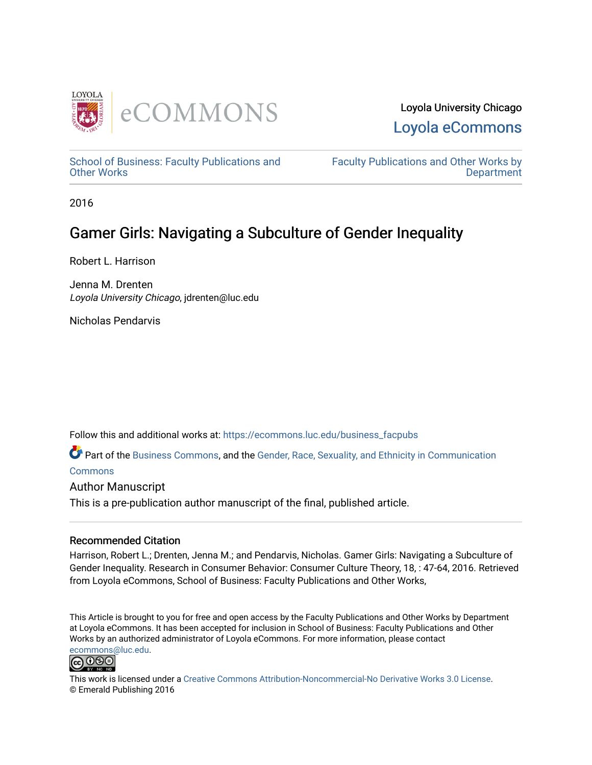Loyola University Chicago
Loyola eCommons

School of Business: Faculty Publications and Other Works

Faculty Publications and Other Works by Department

2016

# Gamer Girls: Navigating a Subculture of Gender Inequality

Robert L. Harrison

Jenna M. Drenten
*Loyola University Chicago*, jdrenten@luc.edu

Nicholas Pendarvis

Follow this and additional works at: https://ecommons.luc.edu/business_facpubs

Part of the Business Commons, and the Gender, Race, Sexuality, and Ethnicity in Communication Commons

Author Manuscript
This is a pre-publication author manuscript of the final, published article.

## Recommended Citation

Harrison, Robert L.; Drenten, Jenna M.; and Pendarvis, Nicholas. Gamer Girls: Navigating a Subculture of Gender Inequality. Research in Consumer Behavior: Consumer Culture Theory, 18, : 47-64, 2016. Retrieved from Loyola eCommons, School of Business: Faculty Publications and Other Works,

This Article is brought to you for free and open access by the Faculty Publications and Other Works by Department at Loyola eCommons. It has been accepted for inclusion in School of Business: Faculty Publications and Other Works by an authorized administrator of Loyola eCommons. For more information, please contact ecommons@luc.edu.

This work is licensed under a Creative Commons Attribution-Noncommercial-No Derivative Works 3.0 License.
© Emerald Publishing 2016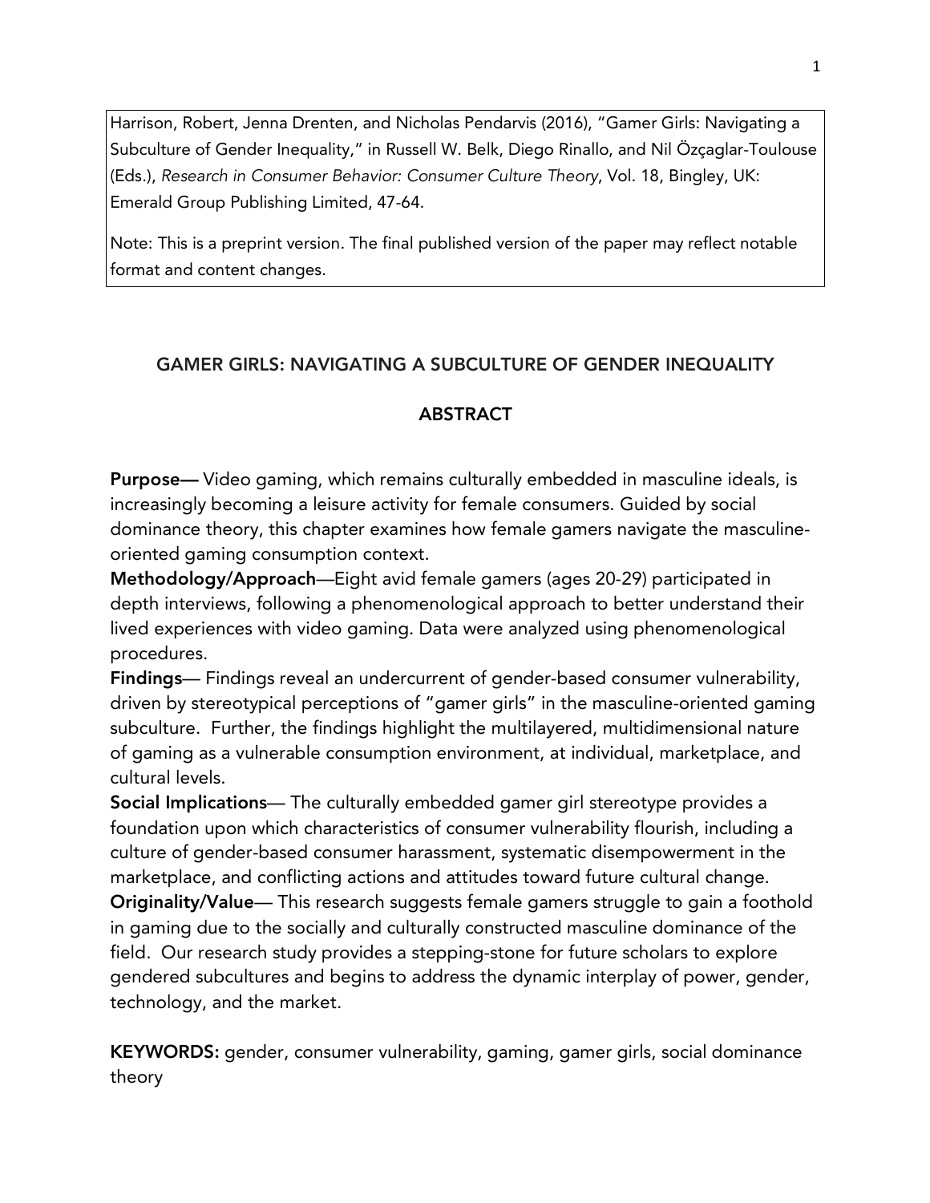Harrison, Robert, Jenna Drenten, and Nicholas Pendarvis (2016), "Gamer Girls: Navigating a Subculture of Gender Inequality," in Russell W. Belk, Diego Rinallo, and Nil Özçaglar-Toulouse (Eds.), *Research in Consumer Behavior: Consumer Culture Theory*, Vol. 18, Bingley, UK: Emerald Group Publishing Limited, 47-64.

Note: This is a preprint version. The final published version of the paper may reflect notable format and content changes.

# GAMER GIRLS: NAVIGATING A SUBCULTURE OF GENDER INEQUALITY

## ABSTRACT

**Purpose—** Video gaming, which remains culturally embedded in masculine ideals, is increasingly becoming a leisure activity for female consumers. Guided by social dominance theory, this chapter examines how female gamers navigate the masculine-oriented gaming consumption context.

**Methodology/Approach**—Eight avid female gamers (ages 20-29) participated in depth interviews, following a phenomenological approach to better understand their lived experiences with video gaming. Data were analyzed using phenomenological procedures.

**Findings**— Findings reveal an undercurrent of gender-based consumer vulnerability, driven by stereotypical perceptions of "gamer girls" in the masculine-oriented gaming subculture. Further, the findings highlight the multilayered, multidimensional nature of gaming as a vulnerable consumption environment, at individual, marketplace, and cultural levels.

**Social Implications**— The culturally embedded gamer girl stereotype provides a foundation upon which characteristics of consumer vulnerability flourish, including a culture of gender-based consumer harassment, systematic disempowerment in the marketplace, and conflicting actions and attitudes toward future cultural change.

**Originality/Value**— This research suggests female gamers struggle to gain a foothold in gaming due to the socially and culturally constructed masculine dominance of the field. Our research study provides a stepping-stone for future scholars to explore gendered subcultures and begins to address the dynamic interplay of power, gender, technology, and the market.

**KEYWORDS:** gender, consumer vulnerability, gaming, gamer girls, social dominance theory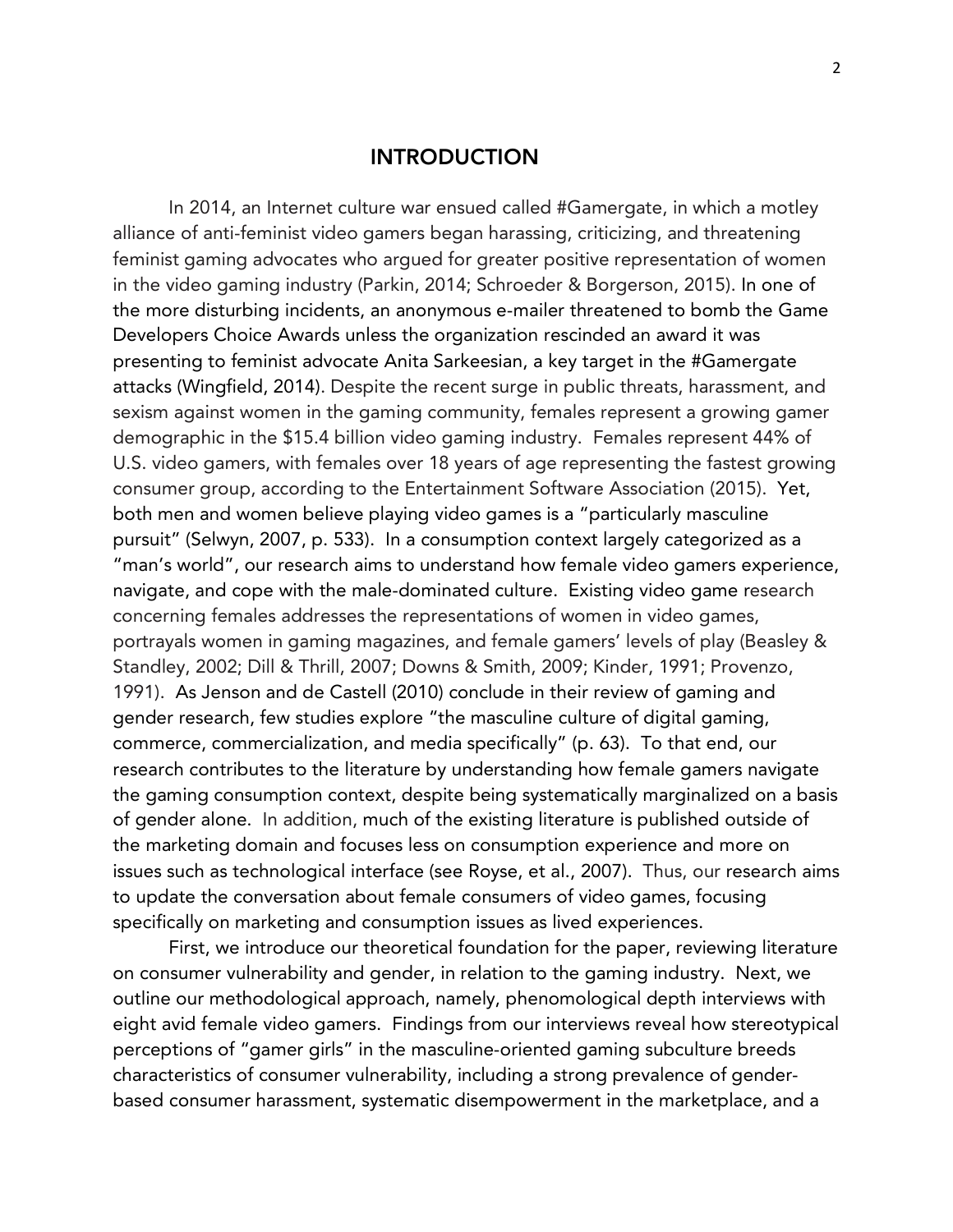## INTRODUCTION

In 2014, an Internet culture war ensued called #Gamergate, in which a motley alliance of anti-feminist video gamers began harassing, criticizing, and threatening feminist gaming advocates who argued for greater positive representation of women in the video gaming industry (Parkin, 2014; Schroeder & Borgerson, 2015). In one of the more disturbing incidents, an anonymous e-mailer threatened to bomb the Game Developers Choice Awards unless the organization rescinded an award it was presenting to feminist advocate Anita Sarkeesian, a key target in the #Gamergate attacks (Wingfield, 2014). Despite the recent surge in public threats, harassment, and sexism against women in the gaming community, females represent a growing gamer demographic in the $15.4 billion video gaming industry. Females represent 44% of U.S. video gamers, with females over 18 years of age representing the fastest growing consumer group, according to the Entertainment Software Association (2015). Yet, both men and women believe playing video games is a "particularly masculine pursuit" (Selwyn, 2007, p. 533). In a consumption context largely categorized as a "man's world", our research aims to understand how female video gamers experience, navigate, and cope with the male-dominated culture. Existing video game research concerning females addresses the representations of women in video games, portrayals women in gaming magazines, and female gamers' levels of play (Beasley & Standley, 2002; Dill & Thrill, 2007; Downs & Smith, 2009; Kinder, 1991; Provenzo, 1991). As Jenson and de Castell (2010) conclude in their review of gaming and gender research, few studies explore "the masculine culture of digital gaming, commerce, commercialization, and media specifically" (p. 63). To that end, our research contributes to the literature by understanding how female gamers navigate the gaming consumption context, despite being systematically marginalized on a basis of gender alone. In addition, much of the existing literature is published outside of the marketing domain and focuses less on consumption experience and more on issues such as technological interface (see Royse, et al., 2007). Thus, our research aims to update the conversation about female consumers of video games, focusing specifically on marketing and consumption issues as lived experiences.

First, we introduce our theoretical foundation for the paper, reviewing literature on consumer vulnerability and gender, in relation to the gaming industry. Next, we outline our methodological approach, namely, phenomological depth interviews with eight avid female video gamers. Findings from our interviews reveal how stereotypical perceptions of "gamer girls" in the masculine-oriented gaming subculture breeds characteristics of consumer vulnerability, including a strong prevalence of gender-based consumer harassment, systematic disempowerment in the marketplace, and a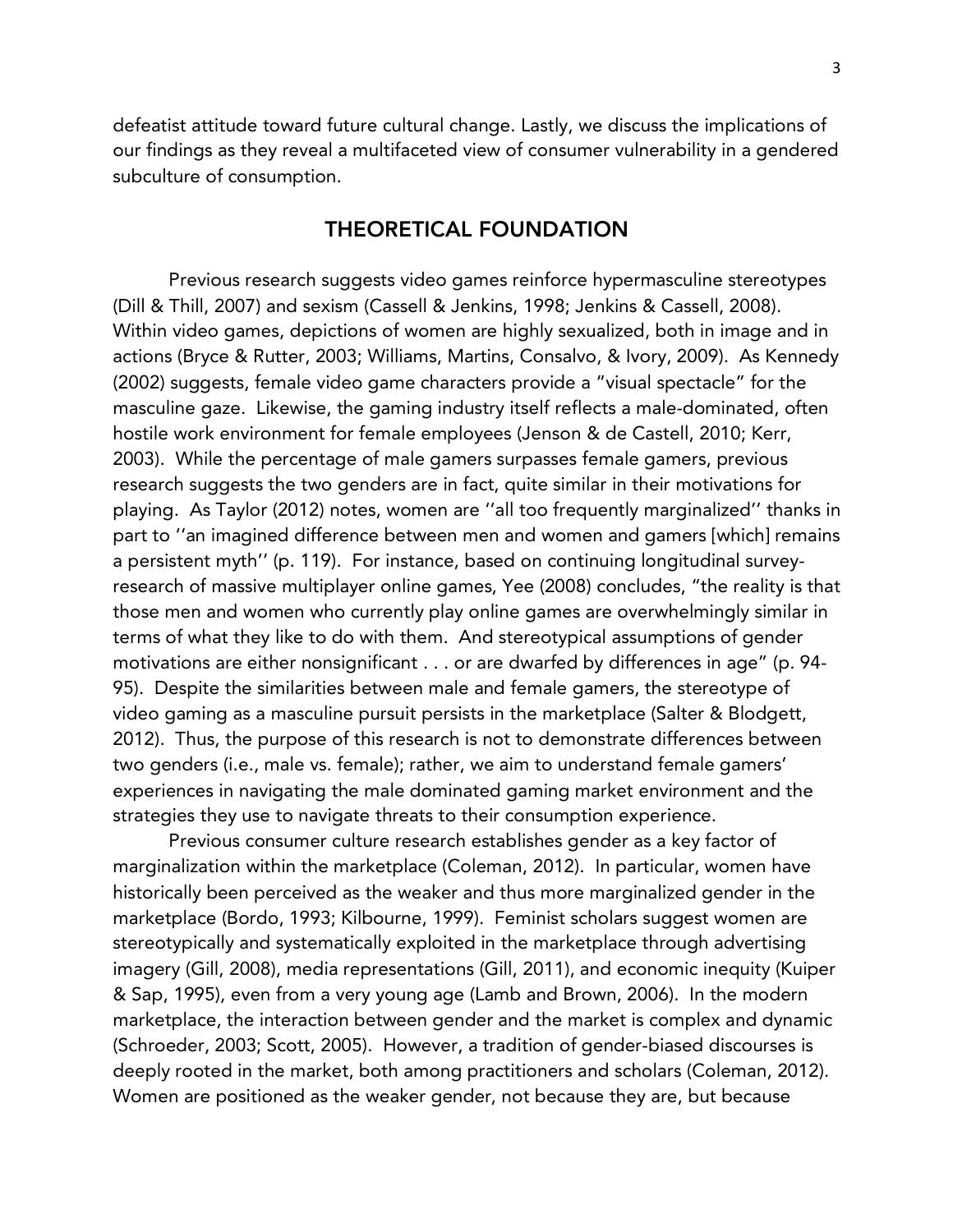defeatist attitude toward future cultural change. Lastly, we discuss the implications of our findings as they reveal a multifaceted view of consumer vulnerability in a gendered subculture of consumption.

## THEORETICAL FOUNDATION

Previous research suggests video games reinforce hypermasculine stereotypes (Dill & Thill, 2007) and sexism (Cassell & Jenkins, 1998; Jenkins & Cassell, 2008). Within video games, depictions of women are highly sexualized, both in image and in actions (Bryce & Rutter, 2003; Williams, Martins, Consalvo, & Ivory, 2009). As Kennedy (2002) suggests, female video game characters provide a "visual spectacle" for the masculine gaze. Likewise, the gaming industry itself reflects a male-dominated, often hostile work environment for female employees (Jenson & de Castell, 2010; Kerr, 2003). While the percentage of male gamers surpasses female gamers, previous research suggests the two genders are in fact, quite similar in their motivations for playing. As Taylor (2012) notes, women are ''all too frequently marginalized'' thanks in part to ''an imagined difference between men and women and gamers [which] remains a persistent myth'' (p. 119). For instance, based on continuing longitudinal survey-research of massive multiplayer online games, Yee (2008) concludes, "the reality is that those men and women who currently play online games are overwhelmingly similar in terms of what they like to do with them. And stereotypical assumptions of gender motivations are either nonsignificant . . . or are dwarfed by differences in age" (p. 94-95). Despite the similarities between male and female gamers, the stereotype of video gaming as a masculine pursuit persists in the marketplace (Salter & Blodgett, 2012). Thus, the purpose of this research is not to demonstrate differences between two genders (i.e., male vs. female); rather, we aim to understand female gamers' experiences in navigating the male dominated gaming market environment and the strategies they use to navigate threats to their consumption experience.

Previous consumer culture research establishes gender as a key factor of marginalization within the marketplace (Coleman, 2012). In particular, women have historically been perceived as the weaker and thus more marginalized gender in the marketplace (Bordo, 1993; Kilbourne, 1999). Feminist scholars suggest women are stereotypically and systematically exploited in the marketplace through advertising imagery (Gill, 2008), media representations (Gill, 2011), and economic inequity (Kuiper & Sap, 1995), even from a very young age (Lamb and Brown, 2006). In the modern marketplace, the interaction between gender and the market is complex and dynamic (Schroeder, 2003; Scott, 2005). However, a tradition of gender-biased discourses is deeply rooted in the market, both among practitioners and scholars (Coleman, 2012). Women are positioned as the weaker gender, not because they are, but because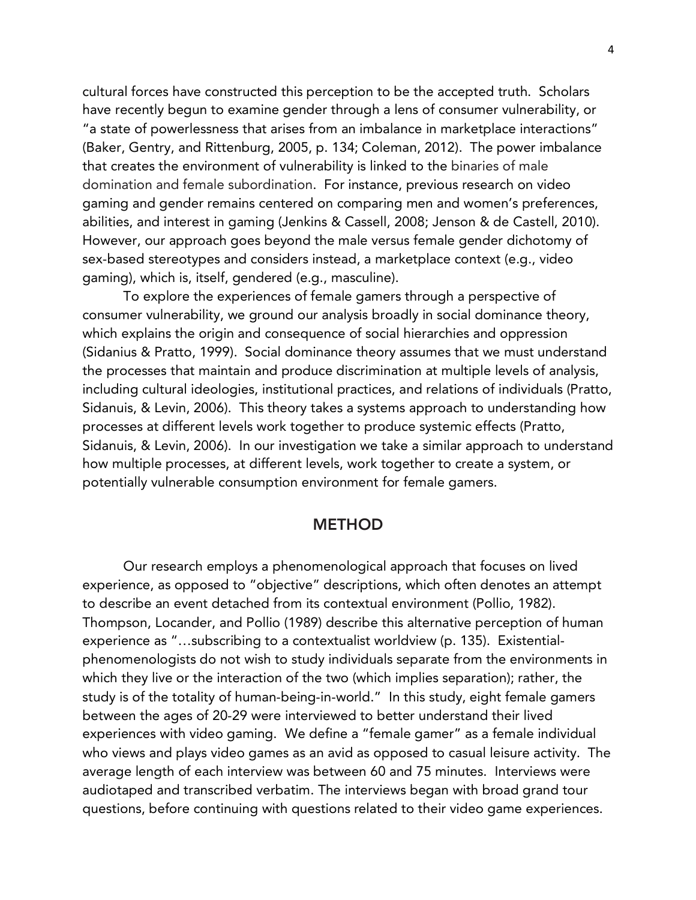cultural forces have constructed this perception to be the accepted truth. Scholars have recently begun to examine gender through a lens of consumer vulnerability, or "a state of powerlessness that arises from an imbalance in marketplace interactions" (Baker, Gentry, and Rittenburg, 2005, p. 134; Coleman, 2012). The power imbalance that creates the environment of vulnerability is linked to the binaries of male domination and female subordination. For instance, previous research on video gaming and gender remains centered on comparing men and women's preferences, abilities, and interest in gaming (Jenkins & Cassell, 2008; Jenson & de Castell, 2010). However, our approach goes beyond the male versus female gender dichotomy of sex-based stereotypes and considers instead, a marketplace context (e.g., video gaming), which is, itself, gendered (e.g., masculine).

To explore the experiences of female gamers through a perspective of consumer vulnerability, we ground our analysis broadly in social dominance theory, which explains the origin and consequence of social hierarchies and oppression (Sidanius & Pratto, 1999). Social dominance theory assumes that we must understand the processes that maintain and produce discrimination at multiple levels of analysis, including cultural ideologies, institutional practices, and relations of individuals (Pratto, Sidanuis, & Levin, 2006). This theory takes a systems approach to understanding how processes at different levels work together to produce systemic effects (Pratto, Sidanuis, & Levin, 2006). In our investigation we take a similar approach to understand how multiple processes, at different levels, work together to create a system, or potentially vulnerable consumption environment for female gamers.

## METHOD

Our research employs a phenomenological approach that focuses on lived experience, as opposed to "objective" descriptions, which often denotes an attempt to describe an event detached from its contextual environment (Pollio, 1982). Thompson, Locander, and Pollio (1989) describe this alternative perception of human experience as "…subscribing to a contextualist worldview (p. 135). Existential-phenomenologists do not wish to study individuals separate from the environments in which they live or the interaction of the two (which implies separation); rather, the study is of the totality of human-being-in-world." In this study, eight female gamers between the ages of 20-29 were interviewed to better understand their lived experiences with video gaming. We define a "female gamer" as a female individual who views and plays video games as an avid as opposed to casual leisure activity. The average length of each interview was between 60 and 75 minutes. Interviews were audiotaped and transcribed verbatim. The interviews began with broad grand tour questions, before continuing with questions related to their video game experiences.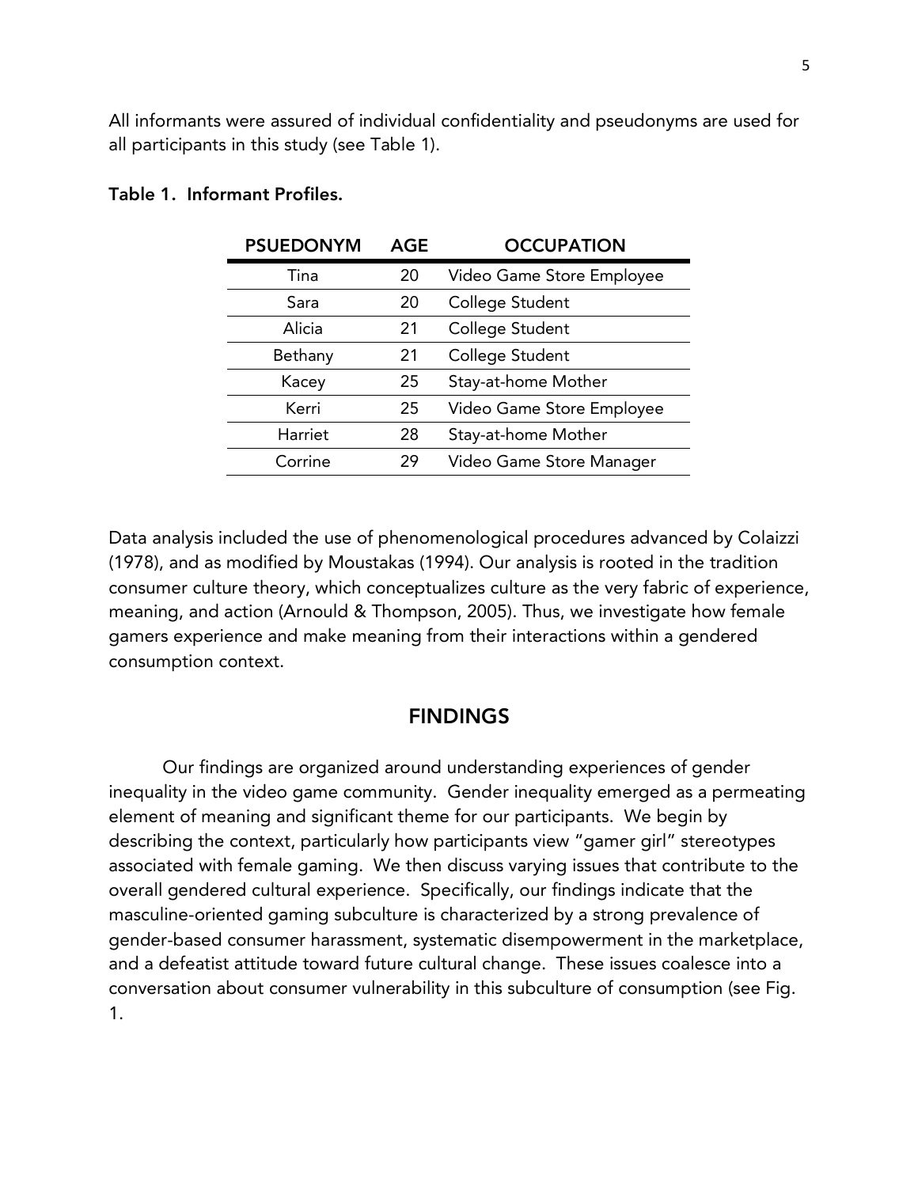All informants were assured of individual confidentiality and pseudonyms are used for all participants in this study (see Table 1).

**Table 1. Informant Profiles.**

| PSUEDONYM | AGE | OCCUPATION |
|---|---|---|
| Tina | 20 | Video Game Store Employee |
| Sara | 20 | College Student |
| Alicia | 21 | College Student |
| Bethany | 21 | College Student |
| Kacey | 25 | Stay-at-home Mother |
| Kerri | 25 | Video Game Store Employee |
| Harriet | 28 | Stay-at-home Mother |
| Corrine | 29 | Video Game Store Manager |

Data analysis included the use of phenomenological procedures advanced by Colaizzi (1978), and as modified by Moustakas (1994). Our analysis is rooted in the tradition consumer culture theory, which conceptualizes culture as the very fabric of experience, meaning, and action (Arnould & Thompson, 2005). Thus, we investigate how female gamers experience and make meaning from their interactions within a gendered consumption context.

## FINDINGS

Our findings are organized around understanding experiences of gender inequality in the video game community. Gender inequality emerged as a permeating element of meaning and significant theme for our participants. We begin by describing the context, particularly how participants view "gamer girl" stereotypes associated with female gaming. We then discuss varying issues that contribute to the overall gendered cultural experience. Specifically, our findings indicate that the masculine-oriented gaming subculture is characterized by a strong prevalence of gender-based consumer harassment, systematic disempowerment in the marketplace, and a defeatist attitude toward future cultural change. These issues coalesce into a conversation about consumer vulnerability in this subculture of consumption (see Fig. 1.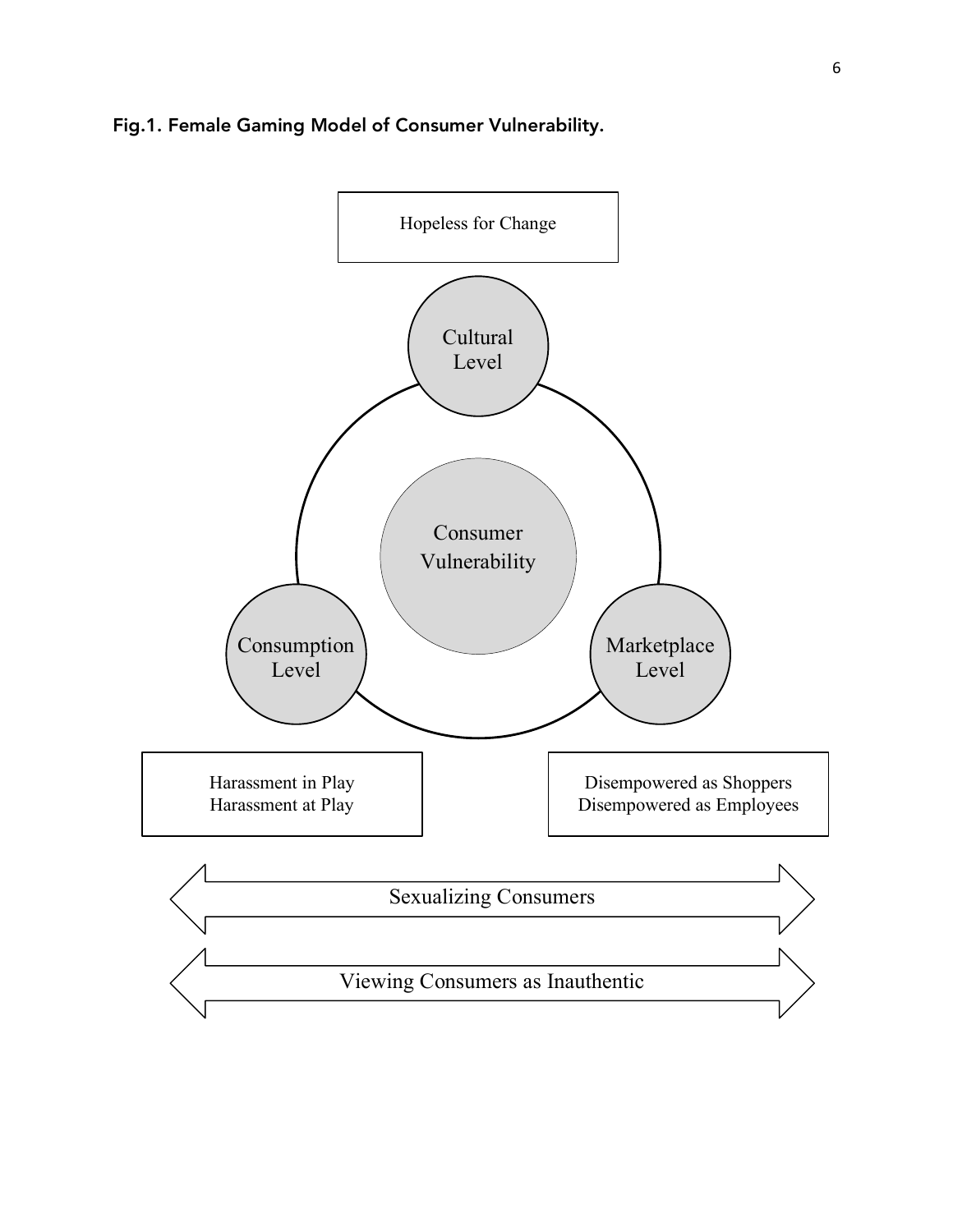**Fig.1. Female Gaming Model of Consumer Vulnerability.**

Hopeless for Change

Cultural Level

Consumer Vulnerability

Consumption Level

Marketplace Level

Harassment in Play
Harassment at Play

Disempowered as Shoppers
Disempowered as Employees

Sexualizing Consumers

Viewing Consumers as Inauthentic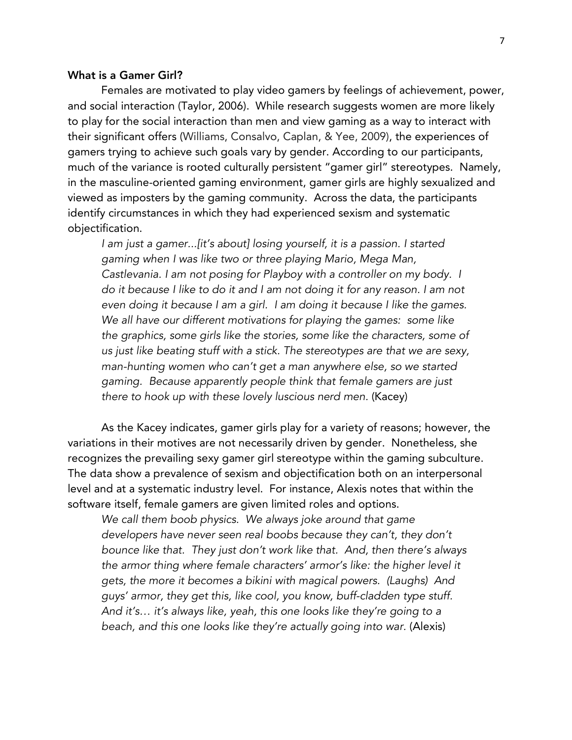**What is a Gamer Girl?**

Females are motivated to play video gamers by feelings of achievement, power, and social interaction (Taylor, 2006). While research suggests women are more likely to play for the social interaction than men and view gaming as a way to interact with their significant offers (Williams, Consalvo, Caplan, & Yee, 2009), the experiences of gamers trying to achieve such goals vary by gender. According to our participants, much of the variance is rooted culturally persistent "gamer girl" stereotypes. Namely, in the masculine-oriented gaming environment, gamer girls are highly sexualized and viewed as imposters by the gaming community. Across the data, the participants identify circumstances in which they had experienced sexism and systematic objectification.

> *I am just a gamer...[it's about] losing yourself, it is a passion. I started gaming when I was like two or three playing Mario, Mega Man, Castlevania. I am not posing for Playboy with a controller on my body. I do it because I like to do it and I am not doing it for any reason. I am not even doing it because I am a girl. I am doing it because I like the games. We all have our different motivations for playing the games: some like the graphics, some girls like the stories, some like the characters, some of us just like beating stuff with a stick. The stereotypes are that we are sexy, man-hunting women who can't get a man anywhere else, so we started gaming. Because apparently people think that female gamers are just there to hook up with these lovely luscious nerd men.* (Kacey)

As the Kacey indicates, gamer girls play for a variety of reasons; however, the variations in their motives are not necessarily driven by gender. Nonetheless, she recognizes the prevailing sexy gamer girl stereotype within the gaming subculture. The data show a prevalence of sexism and objectification both on an interpersonal level and at a systematic industry level. For instance, Alexis notes that within the software itself, female gamers are given limited roles and options.

> *We call them boob physics. We always joke around that game developers have never seen real boobs because they can't, they don't bounce like that. They just don't work like that. And, then there's always the armor thing where female characters' armor's like: the higher level it gets, the more it becomes a bikini with magical powers. (Laughs) And guys' armor, they get this, like cool, you know, buff-cladden type stuff. And it's… it's always like, yeah, this one looks like they're going to a beach, and this one looks like they're actually going into war.* (Alexis)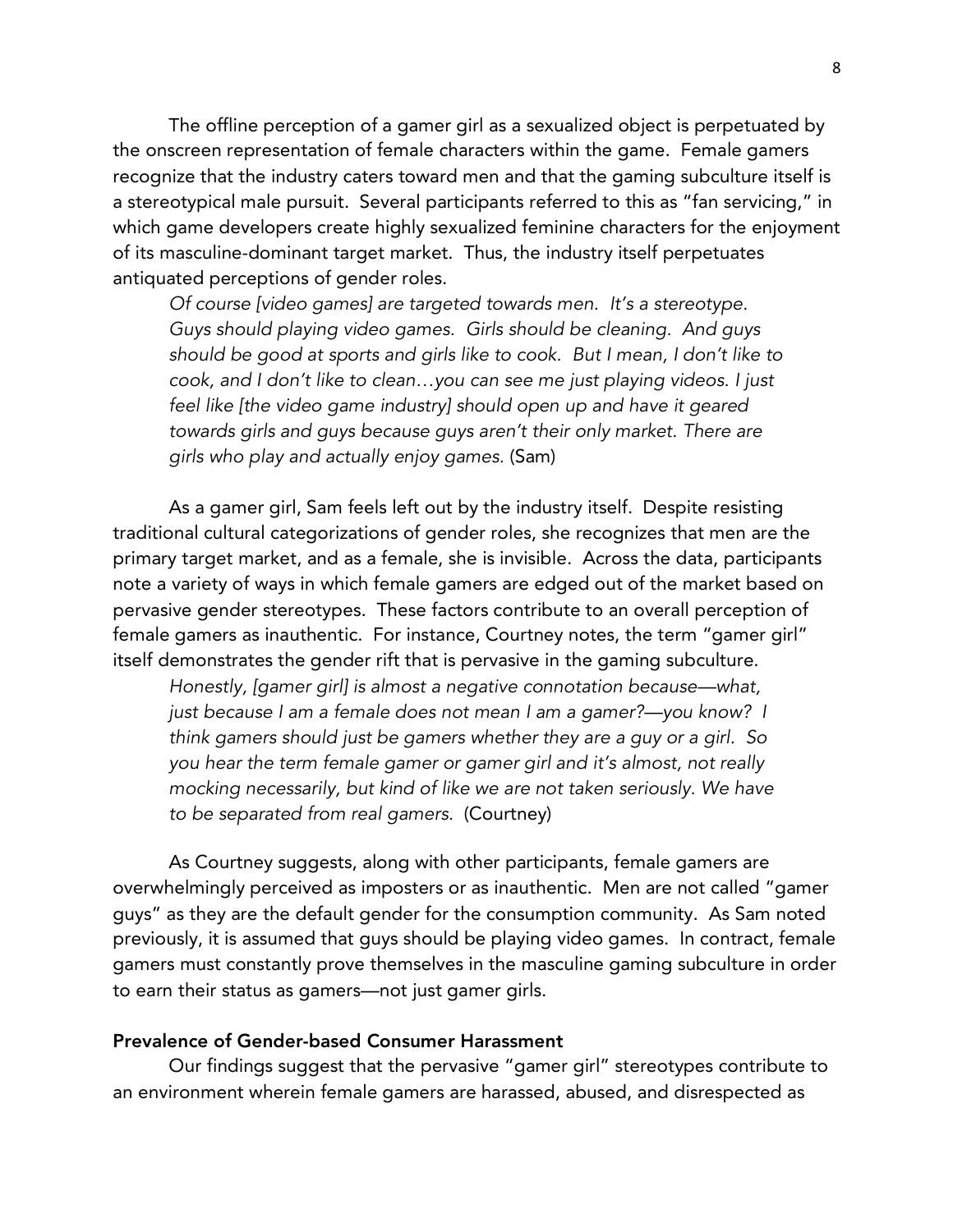The offline perception of a gamer girl as a sexualized object is perpetuated by the onscreen representation of female characters within the game. Female gamers recognize that the industry caters toward men and that the gaming subculture itself is a stereotypical male pursuit. Several participants referred to this as "fan servicing," in which game developers create highly sexualized feminine characters for the enjoyment of its masculine-dominant target market. Thus, the industry itself perpetuates antiquated perceptions of gender roles.

> *Of course [video games] are targeted towards men. It's a stereotype. Guys should playing video games. Girls should be cleaning. And guys should be good at sports and girls like to cook. But I mean, I don't like to cook, and I don't like to clean…you can see me just playing videos. I just feel like [the video game industry] should open up and have it geared towards girls and guys because guys aren't their only market. There are girls who play and actually enjoy games.* (Sam)

As a gamer girl, Sam feels left out by the industry itself. Despite resisting traditional cultural categorizations of gender roles, she recognizes that men are the primary target market, and as a female, she is invisible. Across the data, participants note a variety of ways in which female gamers are edged out of the market based on pervasive gender stereotypes. These factors contribute to an overall perception of female gamers as inauthentic. For instance, Courtney notes, the term "gamer girl" itself demonstrates the gender rift that is pervasive in the gaming subculture.

> *Honestly, [gamer girl] is almost a negative connotation because—what, just because I am a female does not mean I am a gamer?—you know? I think gamers should just be gamers whether they are a guy or a girl. So you hear the term female gamer or gamer girl and it's almost, not really mocking necessarily, but kind of like we are not taken seriously. We have to be separated from real gamers.* (Courtney)

As Courtney suggests, along with other participants, female gamers are overwhelmingly perceived as imposters or as inauthentic. Men are not called "gamer guys" as they are the default gender for the consumption community. As Sam noted previously, it is assumed that guys should be playing video games. In contract, female gamers must constantly prove themselves in the masculine gaming subculture in order to earn their status as gamers—not just gamer girls.

**Prevalence of Gender-based Consumer Harassment**

Our findings suggest that the pervasive "gamer girl" stereotypes contribute to an environment wherein female gamers are harassed, abused, and disrespected as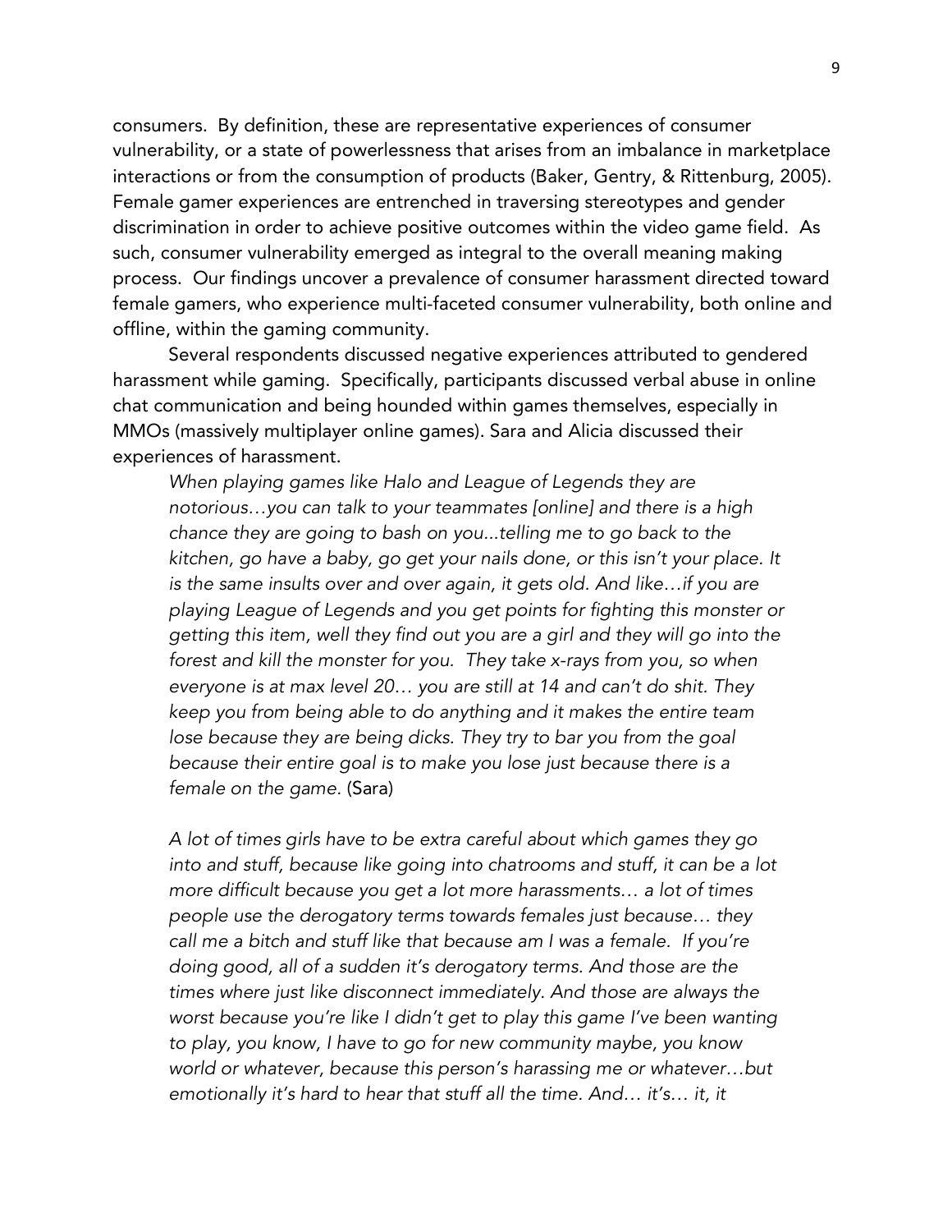consumers. By definition, these are representative experiences of consumer vulnerability, or a state of powerlessness that arises from an imbalance in marketplace interactions or from the consumption of products (Baker, Gentry, & Rittenburg, 2005). Female gamer experiences are entrenched in traversing stereotypes and gender discrimination in order to achieve positive outcomes within the video game field. As such, consumer vulnerability emerged as integral to the overall meaning making process. Our findings uncover a prevalence of consumer harassment directed toward female gamers, who experience multi-faceted consumer vulnerability, both online and offline, within the gaming community.

Several respondents discussed negative experiences attributed to gendered harassment while gaming. Specifically, participants discussed verbal abuse in online chat communication and being hounded within games themselves, especially in MMOs (massively multiplayer online games). Sara and Alicia discussed their experiences of harassment.

> *When playing games like Halo and League of Legends they are notorious…you can talk to your teammates [online] and there is a high chance they are going to bash on you...telling me to go back to the kitchen, go have a baby, go get your nails done, or this isn't your place. It is the same insults over and over again, it gets old. And like…if you are playing League of Legends and you get points for fighting this monster or getting this item, well they find out you are a girl and they will go into the forest and kill the monster for you. They take x-rays from you, so when everyone is at max level 20… you are still at 14 and can't do shit. They keep you from being able to do anything and it makes the entire team lose because they are being dicks. They try to bar you from the goal because their entire goal is to make you lose just because there is a female on the game.* (Sara)

> *A lot of times girls have to be extra careful about which games they go into and stuff, because like going into chatrooms and stuff, it can be a lot more difficult because you get a lot more harassments… a lot of times people use the derogatory terms towards females just because… they call me a bitch and stuff like that because am I was a female. If you're doing good, all of a sudden it's derogatory terms. And those are the times where just like disconnect immediately. And those are always the worst because you're like I didn't get to play this game I've been wanting to play, you know, I have to go for new community maybe, you know world or whatever, because this person's harassing me or whatever…but emotionally it's hard to hear that stuff all the time. And… it's… it, it*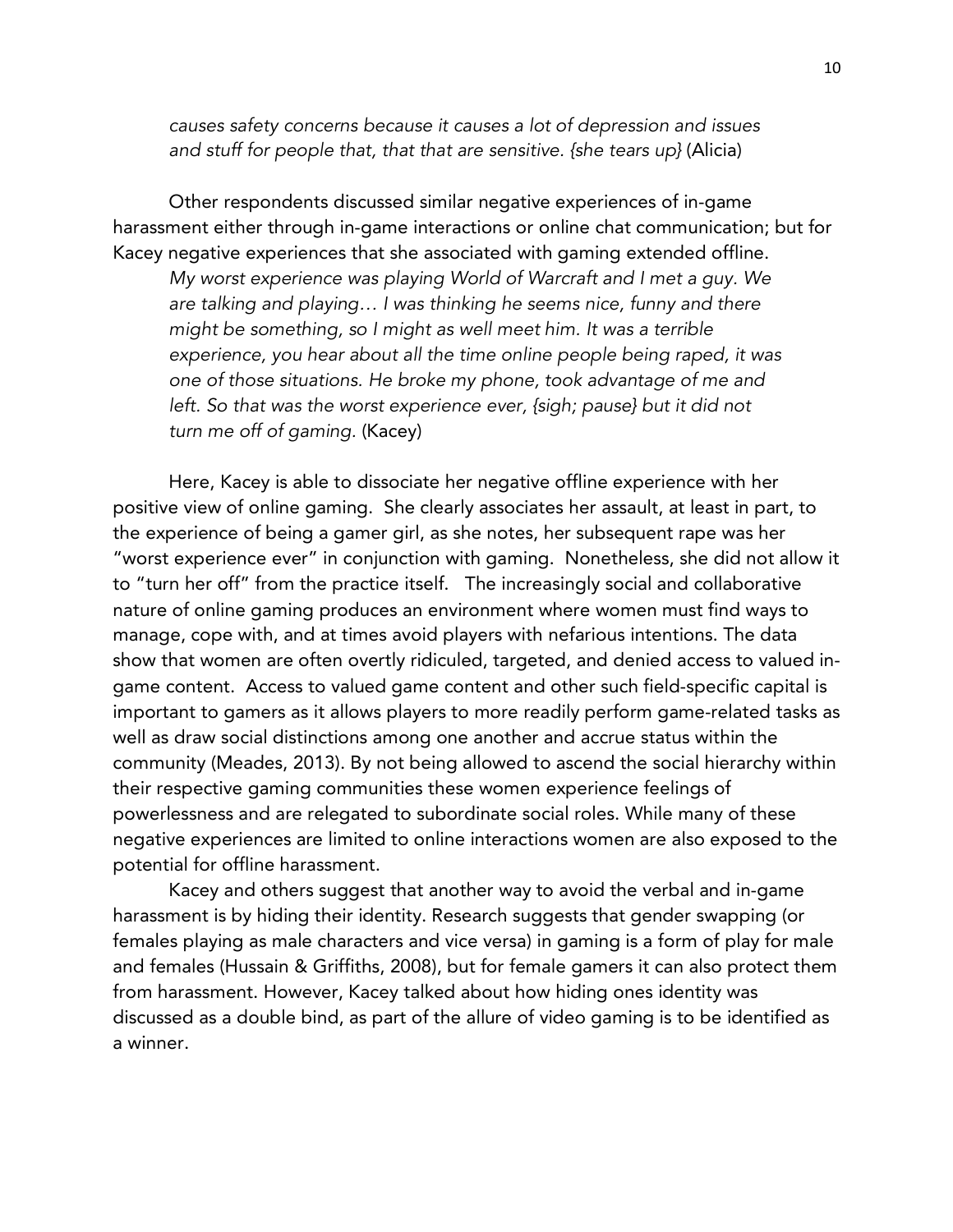*causes safety concerns because it causes a lot of depression and issues and stuff for people that, that that are sensitive. {she tears up}* (Alicia)

Other respondents discussed similar negative experiences of in-game harassment either through in-game interactions or online chat communication; but for Kacey negative experiences that she associated with gaming extended offline.

*My worst experience was playing World of Warcraft and I met a guy. We are talking and playing… I was thinking he seems nice, funny and there might be something, so I might as well meet him. It was a terrible experience, you hear about all the time online people being raped, it was one of those situations. He broke my phone, took advantage of me and left. So that was the worst experience ever, {sigh; pause} but it did not turn me off of gaming.* (Kacey)

Here, Kacey is able to dissociate her negative offline experience with her positive view of online gaming. She clearly associates her assault, at least in part, to the experience of being a gamer girl, as she notes, her subsequent rape was her "worst experience ever" in conjunction with gaming. Nonetheless, she did not allow it to "turn her off" from the practice itself. The increasingly social and collaborative nature of online gaming produces an environment where women must find ways to manage, cope with, and at times avoid players with nefarious intentions. The data show that women are often overtly ridiculed, targeted, and denied access to valued in-game content. Access to valued game content and other such field-specific capital is important to gamers as it allows players to more readily perform game-related tasks as well as draw social distinctions among one another and accrue status within the community (Meades, 2013). By not being allowed to ascend the social hierarchy within their respective gaming communities these women experience feelings of powerlessness and are relegated to subordinate social roles. While many of these negative experiences are limited to online interactions women are also exposed to the potential for offline harassment.

Kacey and others suggest that another way to avoid the verbal and in-game harassment is by hiding their identity. Research suggests that gender swapping (or females playing as male characters and vice versa) in gaming is a form of play for male and females (Hussain & Griffiths, 2008), but for female gamers it can also protect them from harassment. However, Kacey talked about how hiding ones identity was discussed as a double bind, as part of the allure of video gaming is to be identified as a winner.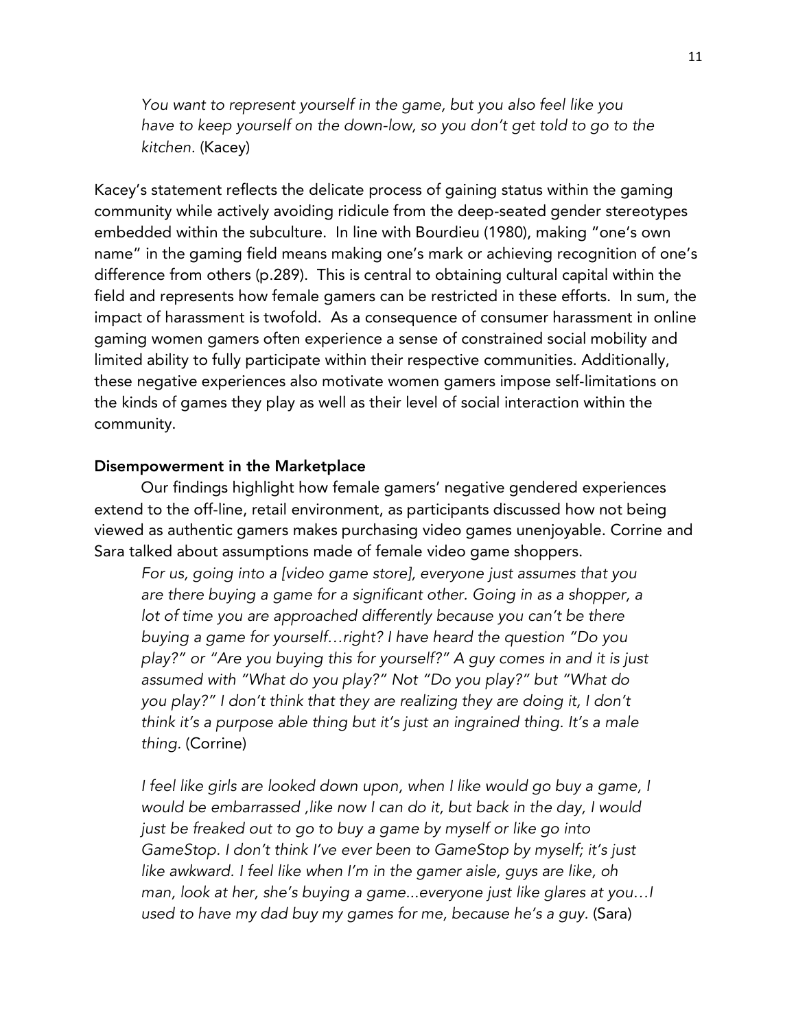*You want to represent yourself in the game, but you also feel like you have to keep yourself on the down-low, so you don't get told to go to the kitchen.* (Kacey)

Kacey's statement reflects the delicate process of gaining status within the gaming community while actively avoiding ridicule from the deep-seated gender stereotypes embedded within the subculture. In line with Bourdieu (1980), making "one's own name" in the gaming field means making one's mark or achieving recognition of one's difference from others (p.289). This is central to obtaining cultural capital within the field and represents how female gamers can be restricted in these efforts. In sum, the impact of harassment is twofold. As a consequence of consumer harassment in online gaming women gamers often experience a sense of constrained social mobility and limited ability to fully participate within their respective communities. Additionally, these negative experiences also motivate women gamers impose self-limitations on the kinds of games they play as well as their level of social interaction within the community.

**Disempowerment in the Marketplace**

Our findings highlight how female gamers' negative gendered experiences extend to the off-line, retail environment, as participants discussed how not being viewed as authentic gamers makes purchasing video games unenjoyable. Corrine and Sara talked about assumptions made of female video game shoppers.

*For us, going into a [video game store], everyone just assumes that you are there buying a game for a significant other. Going in as a shopper, a lot of time you are approached differently because you can't be there buying a game for yourself…right? I have heard the question "Do you play?" or "Are you buying this for yourself?" A guy comes in and it is just assumed with "What do you play?" Not "Do you play?" but "What do you play?" I don't think that they are realizing they are doing it, I don't think it's a purpose able thing but it's just an ingrained thing. It's a male thing.* (Corrine)

*I feel like girls are looked down upon, when I like would go buy a game, I would be embarrassed ,like now I can do it, but back in the day, I would just be freaked out to go to buy a game by myself or like go into GameStop. I don't think I've ever been to GameStop by myself; it's just like awkward. I feel like when I'm in the gamer aisle, guys are like, oh man, look at her, she's buying a game...everyone just like glares at you…I used to have my dad buy my games for me, because he's a guy.* (Sara)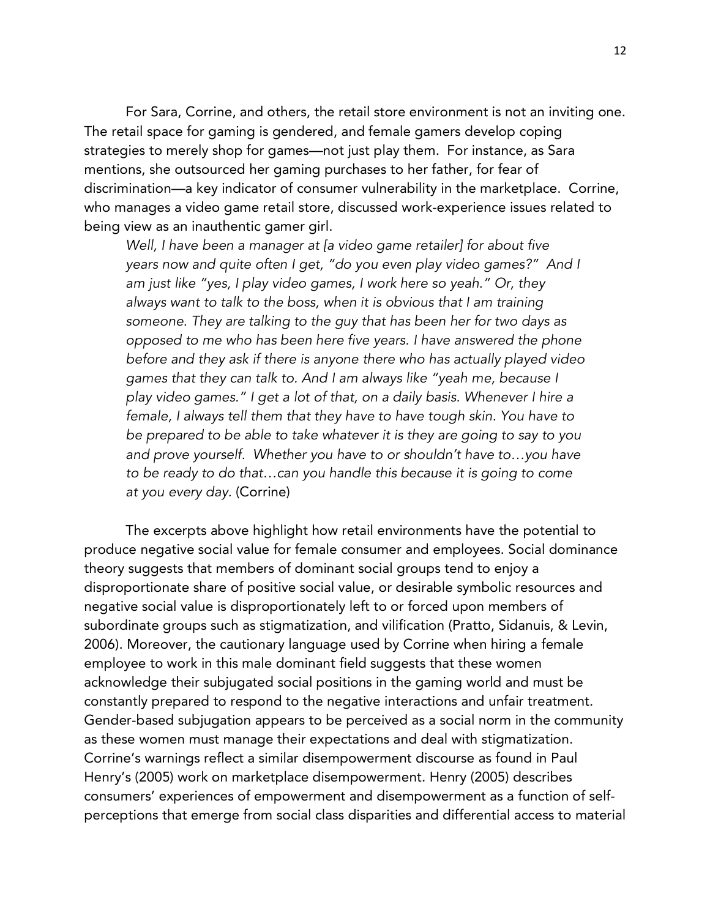For Sara, Corrine, and others, the retail store environment is not an inviting one. The retail space for gaming is gendered, and female gamers develop coping strategies to merely shop for games—not just play them. For instance, as Sara mentions, she outsourced her gaming purchases to her father, for fear of discrimination—a key indicator of consumer vulnerability in the marketplace. Corrine, who manages a video game retail store, discussed work-experience issues related to being view as an inauthentic gamer girl.

> *Well, I have been a manager at [a video game retailer] for about five years now and quite often I get, "do you even play video games?" And I am just like "yes, I play video games, I work here so yeah." Or, they always want to talk to the boss, when it is obvious that I am training someone. They are talking to the guy that has been her for two days as opposed to me who has been here five years. I have answered the phone before and they ask if there is anyone there who has actually played video games that they can talk to. And I am always like "yeah me, because I play video games." I get a lot of that, on a daily basis. Whenever I hire a female, I always tell them that they have to have tough skin. You have to be prepared to be able to take whatever it is they are going to say to you and prove yourself. Whether you have to or shouldn't have to…you have to be ready to do that…can you handle this because it is going to come at you every day.* (Corrine)

The excerpts above highlight how retail environments have the potential to produce negative social value for female consumer and employees. Social dominance theory suggests that members of dominant social groups tend to enjoy a disproportionate share of positive social value, or desirable symbolic resources and negative social value is disproportionately left to or forced upon members of subordinate groups such as stigmatization, and vilification (Pratto, Sidanuis, & Levin, 2006). Moreover, the cautionary language used by Corrine when hiring a female employee to work in this male dominant field suggests that these women acknowledge their subjugated social positions in the gaming world and must be constantly prepared to respond to the negative interactions and unfair treatment. Gender-based subjugation appears to be perceived as a social norm in the community as these women must manage their expectations and deal with stigmatization. Corrine's warnings reflect a similar disempowerment discourse as found in Paul Henry's (2005) work on marketplace disempowerment. Henry (2005) describes consumers' experiences of empowerment and disempowerment as a function of self-perceptions that emerge from social class disparities and differential access to material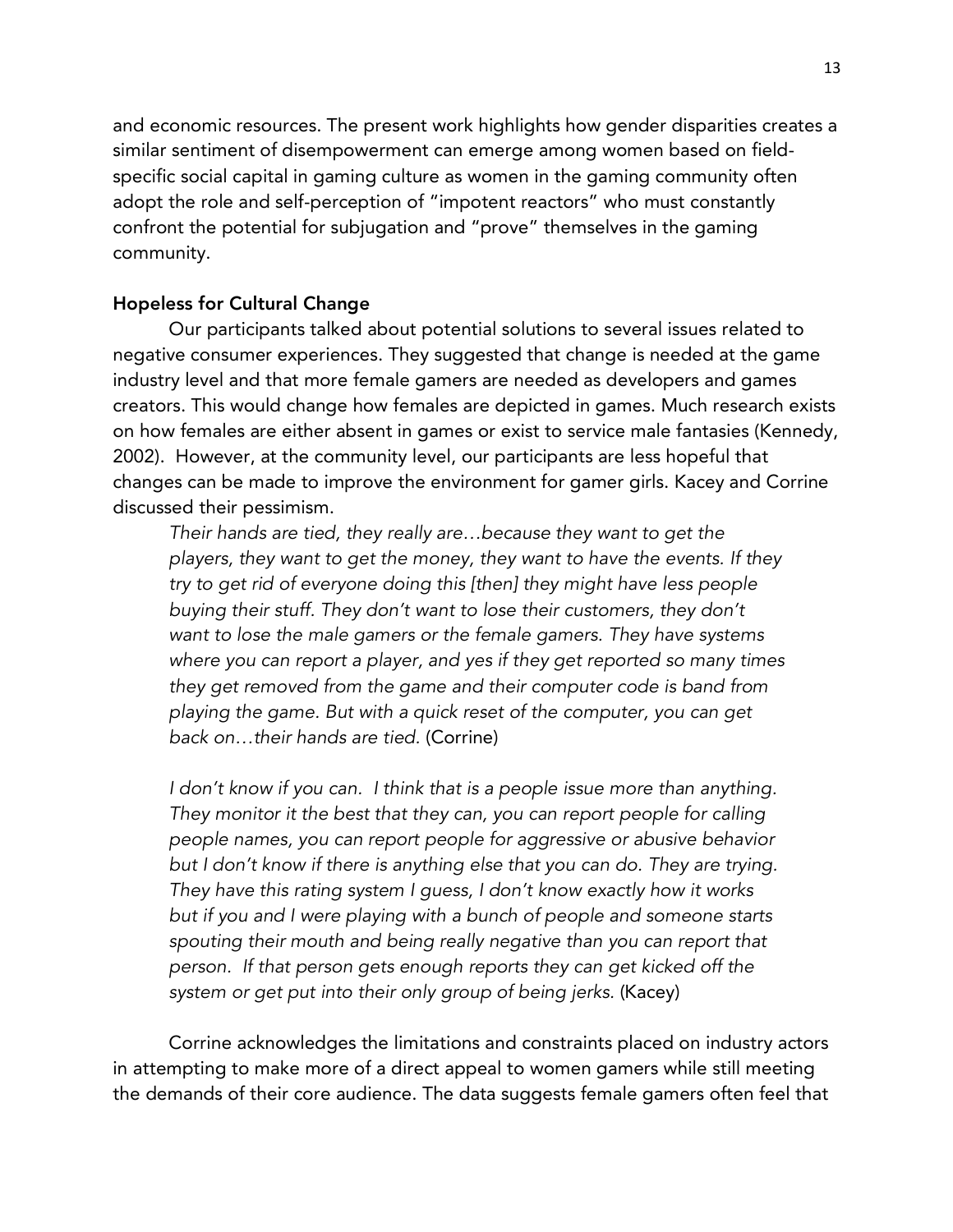and economic resources. The present work highlights how gender disparities creates a similar sentiment of disempowerment can emerge among women based on field-specific social capital in gaming culture as women in the gaming community often adopt the role and self-perception of "impotent reactors" who must constantly confront the potential for subjugation and "prove" themselves in the gaming community.

### Hopeless for Cultural Change

Our participants talked about potential solutions to several issues related to negative consumer experiences. They suggested that change is needed at the game industry level and that more female gamers are needed as developers and games creators. This would change how females are depicted in games. Much research exists on how females are either absent in games or exist to service male fantasies (Kennedy, 2002). However, at the community level, our participants are less hopeful that changes can be made to improve the environment for gamer girls. Kacey and Corrine discussed their pessimism.

> *Their hands are tied, they really are…because they want to get the players, they want to get the money, they want to have the events. If they try to get rid of everyone doing this [then] they might have less people buying their stuff. They don't want to lose their customers, they don't want to lose the male gamers or the female gamers. They have systems where you can report a player, and yes if they get reported so many times they get removed from the game and their computer code is band from playing the game. But with a quick reset of the computer, you can get back on…their hands are tied.* (Corrine)

> *I don't know if you can. I think that is a people issue more than anything. They monitor it the best that they can, you can report people for calling people names, you can report people for aggressive or abusive behavior but I don't know if there is anything else that you can do. They are trying. They have this rating system I guess, I don't know exactly how it works but if you and I were playing with a bunch of people and someone starts spouting their mouth and being really negative than you can report that person. If that person gets enough reports they can get kicked off the system or get put into their only group of being jerks.* (Kacey)

Corrine acknowledges the limitations and constraints placed on industry actors in attempting to make more of a direct appeal to women gamers while still meeting the demands of their core audience. The data suggests female gamers often feel that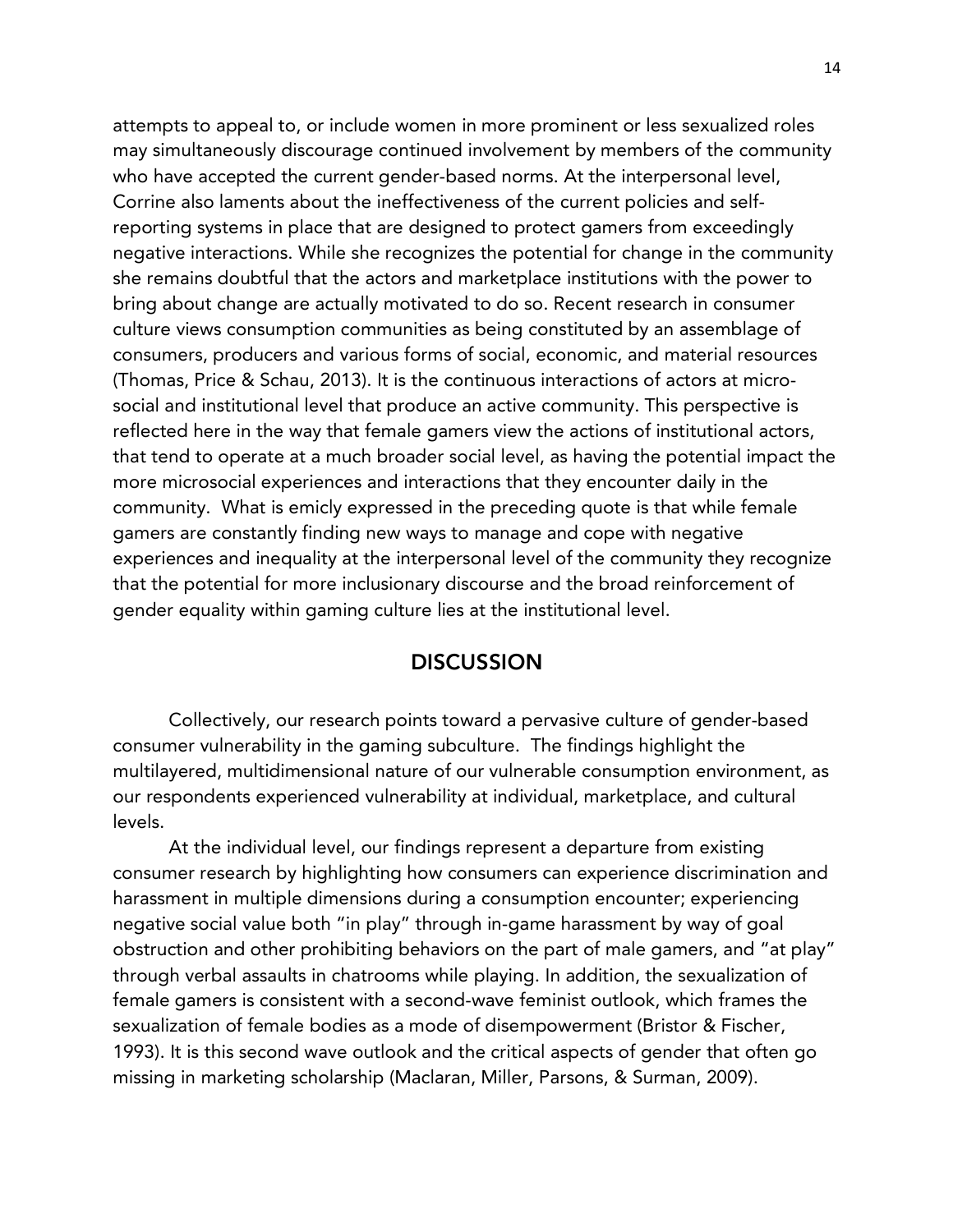attempts to appeal to, or include women in more prominent or less sexualized roles may simultaneously discourage continued involvement by members of the community who have accepted the current gender-based norms. At the interpersonal level, Corrine also laments about the ineffectiveness of the current policies and self-reporting systems in place that are designed to protect gamers from exceedingly negative interactions. While she recognizes the potential for change in the community she remains doubtful that the actors and marketplace institutions with the power to bring about change are actually motivated to do so. Recent research in consumer culture views consumption communities as being constituted by an assemblage of consumers, producers and various forms of social, economic, and material resources (Thomas, Price & Schau, 2013). It is the continuous interactions of actors at micro-social and institutional level that produce an active community. This perspective is reflected here in the way that female gamers view the actions of institutional actors, that tend to operate at a much broader social level, as having the potential impact the more microsocial experiences and interactions that they encounter daily in the community. What is emicly expressed in the preceding quote is that while female gamers are constantly finding new ways to manage and cope with negative experiences and inequality at the interpersonal level of the community they recognize that the potential for more inclusionary discourse and the broad reinforcement of gender equality within gaming culture lies at the institutional level.

## DISCUSSION

Collectively, our research points toward a pervasive culture of gender-based consumer vulnerability in the gaming subculture. The findings highlight the multilayered, multidimensional nature of our vulnerable consumption environment, as our respondents experienced vulnerability at individual, marketplace, and cultural levels.

At the individual level, our findings represent a departure from existing consumer research by highlighting how consumers can experience discrimination and harassment in multiple dimensions during a consumption encounter; experiencing negative social value both "in play" through in-game harassment by way of goal obstruction and other prohibiting behaviors on the part of male gamers, and "at play" through verbal assaults in chatrooms while playing. In addition, the sexualization of female gamers is consistent with a second-wave feminist outlook, which frames the sexualization of female bodies as a mode of disempowerment (Bristor & Fischer, 1993). It is this second wave outlook and the critical aspects of gender that often go missing in marketing scholarship (Maclaran, Miller, Parsons, & Surman, 2009).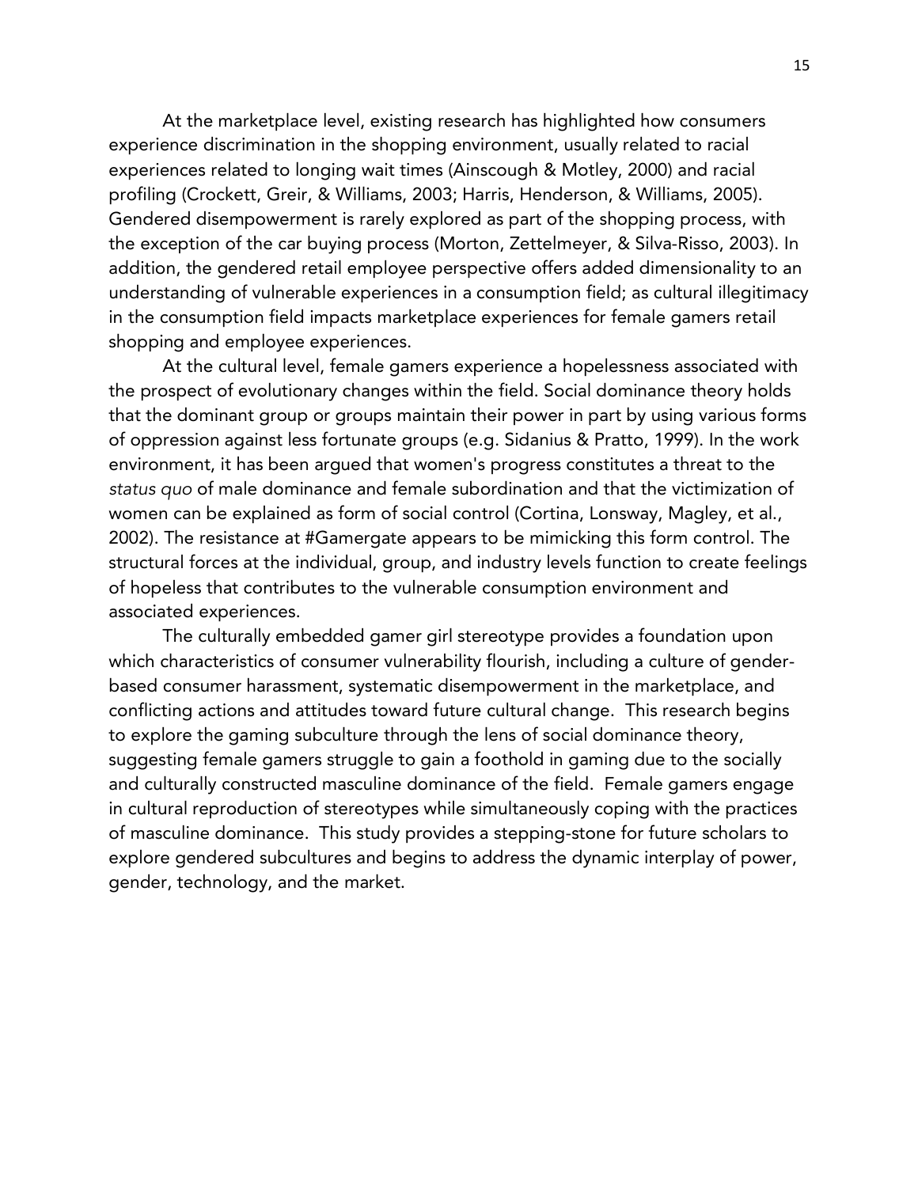At the marketplace level, existing research has highlighted how consumers experience discrimination in the shopping environment, usually related to racial experiences related to longing wait times (Ainscough & Motley, 2000) and racial profiling (Crockett, Greir, & Williams, 2003; Harris, Henderson, & Williams, 2005). Gendered disempowerment is rarely explored as part of the shopping process, with the exception of the car buying process (Morton, Zettelmeyer, & Silva-Risso, 2003). In addition, the gendered retail employee perspective offers added dimensionality to an understanding of vulnerable experiences in a consumption field; as cultural illegitimacy in the consumption field impacts marketplace experiences for female gamers retail shopping and employee experiences.

At the cultural level, female gamers experience a hopelessness associated with the prospect of evolutionary changes within the field. Social dominance theory holds that the dominant group or groups maintain their power in part by using various forms of oppression against less fortunate groups (e.g. Sidanius & Pratto, 1999). In the work environment, it has been argued that women's progress constitutes a threat to the *status quo* of male dominance and female subordination and that the victimization of women can be explained as form of social control (Cortina, Lonsway, Magley, et al., 2002). The resistance at #Gamergate appears to be mimicking this form control. The structural forces at the individual, group, and industry levels function to create feelings of hopeless that contributes to the vulnerable consumption environment and associated experiences.

The culturally embedded gamer girl stereotype provides a foundation upon which characteristics of consumer vulnerability flourish, including a culture of gender-based consumer harassment, systematic disempowerment in the marketplace, and conflicting actions and attitudes toward future cultural change. This research begins to explore the gaming subculture through the lens of social dominance theory, suggesting female gamers struggle to gain a foothold in gaming due to the socially and culturally constructed masculine dominance of the field. Female gamers engage in cultural reproduction of stereotypes while simultaneously coping with the practices of masculine dominance. This study provides a stepping-stone for future scholars to explore gendered subcultures and begins to address the dynamic interplay of power, gender, technology, and the market.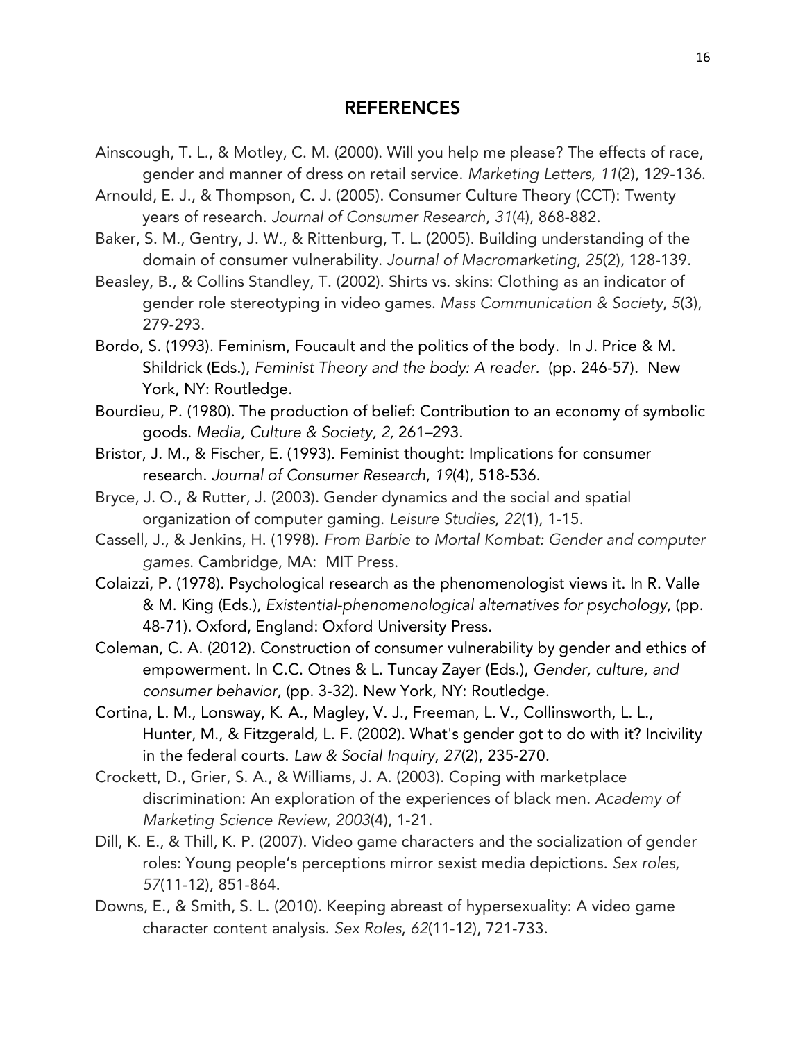## REFERENCES

Ainscough, T. L., & Motley, C. M. (2000). Will you help me please? The effects of race, gender and manner of dress on retail service. *Marketing Letters*, *11*(2), 129-136.

Arnould, E. J., & Thompson, C. J. (2005). Consumer Culture Theory (CCT): Twenty years of research. *Journal of Consumer Research*, *31*(4), 868-882.

Baker, S. M., Gentry, J. W., & Rittenburg, T. L. (2005). Building understanding of the domain of consumer vulnerability. *Journal of Macromarketing*, *25*(2), 128-139.

Beasley, B., & Collins Standley, T. (2002). Shirts vs. skins: Clothing as an indicator of gender role stereotyping in video games. *Mass Communication & Society*, *5*(3), 279-293.

Bordo, S. (1993). Feminism, Foucault and the politics of the body. In J. Price & M. Shildrick (Eds.), *Feminist Theory and the body: A reader.* (pp. 246-57). New York, NY: Routledge.

Bourdieu, P. (1980). The production of belief: Contribution to an economy of symbolic goods. *Media, Culture & Society, 2,* 261–293.

Bristor, J. M., & Fischer, E. (1993). Feminist thought: Implications for consumer research. *Journal of Consumer Research*, *19*(4), 518-536.

Bryce, J. O., & Rutter, J. (2003). Gender dynamics and the social and spatial organization of computer gaming. *Leisure Studies*, *22*(1), 1-15.

Cassell, J., & Jenkins, H. (1998). *From Barbie to Mortal Kombat: Gender and computer games*. Cambridge, MA: MIT Press.

Colaizzi, P. (1978). Psychological research as the phenomenologist views it. In R. Valle & M. King (Eds.), *Existential-phenomenological alternatives for psychology*, (pp. 48-71). Oxford, England: Oxford University Press.

Coleman, C. A. (2012). Construction of consumer vulnerability by gender and ethics of empowerment. In C.C. Otnes & L. Tuncay Zayer (Eds.), *Gender, culture, and consumer behavior*, (pp. 3-32). New York, NY: Routledge.

Cortina, L. M., Lonsway, K. A., Magley, V. J., Freeman, L. V., Collinsworth, L. L., Hunter, M., & Fitzgerald, L. F. (2002). What's gender got to do with it? Incivility in the federal courts. *Law & Social Inquiry*, *27*(2), 235-270.

Crockett, D., Grier, S. A., & Williams, J. A. (2003). Coping with marketplace discrimination: An exploration of the experiences of black men. *Academy of Marketing Science Review*, *2003*(4), 1-21.

Dill, K. E., & Thill, K. P. (2007). Video game characters and the socialization of gender roles: Young people's perceptions mirror sexist media depictions. *Sex roles*, *57*(11-12), 851-864.

Downs, E., & Smith, S. L. (2010). Keeping abreast of hypersexuality: A video game character content analysis. *Sex Roles*, *62*(11-12), 721-733.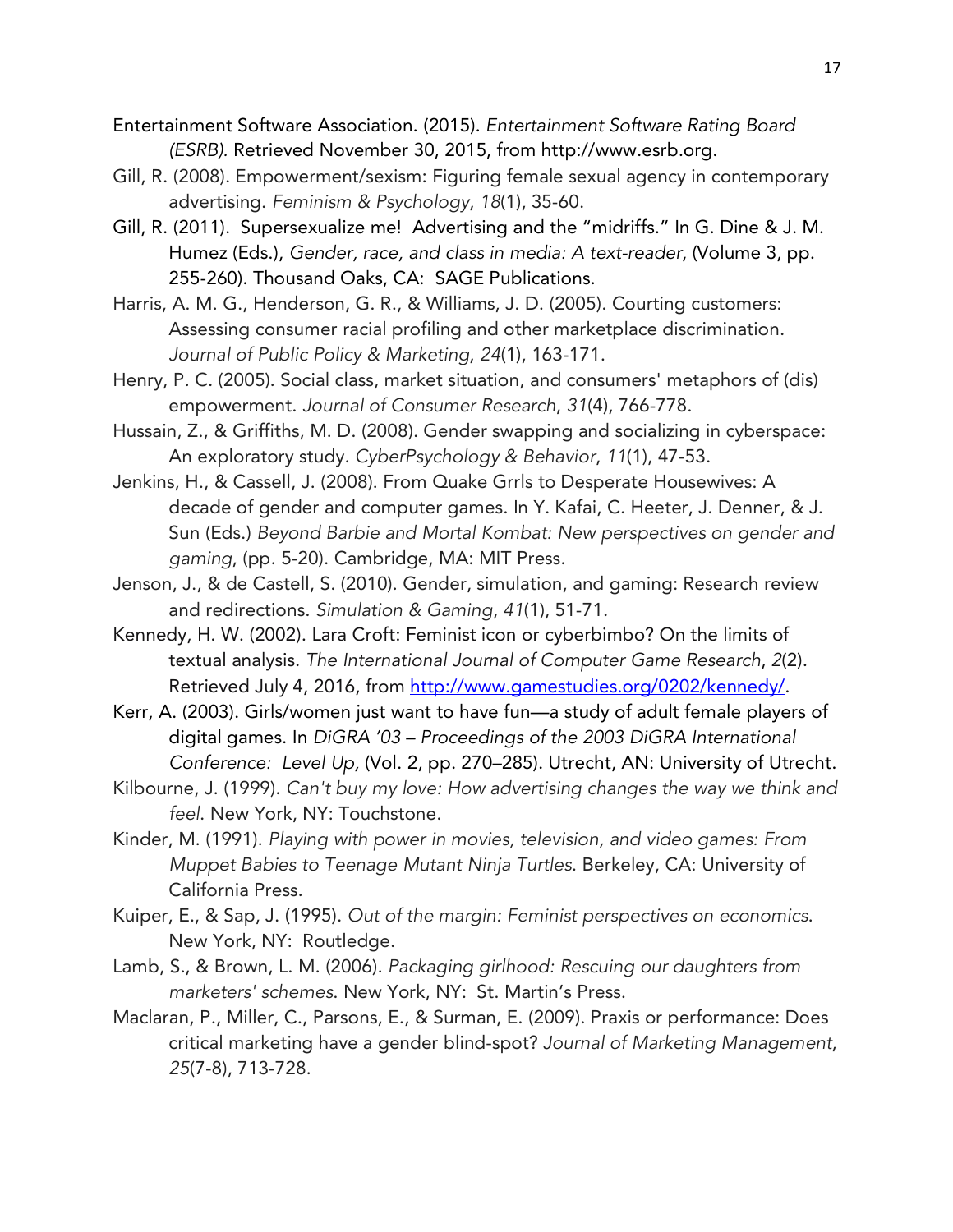Entertainment Software Association. (2015). *Entertainment Software Rating Board (ESRB).* Retrieved November 30, 2015, from http://www.esrb.org.

Gill, R. (2008). Empowerment/sexism: Figuring female sexual agency in contemporary advertising. *Feminism & Psychology*, *18*(1), 35-60.

Gill, R. (2011). Supersexualize me! Advertising and the "midriffs." In G. Dine & J. M. Humez (Eds.), *Gender, race, and class in media: A text-reader*, (Volume 3, pp. 255-260). Thousand Oaks, CA: SAGE Publications.

Harris, A. M. G., Henderson, G. R., & Williams, J. D. (2005). Courting customers: Assessing consumer racial profiling and other marketplace discrimination. *Journal of Public Policy & Marketing*, *24*(1), 163-171.

Henry, P. C. (2005). Social class, market situation, and consumers' metaphors of (dis) empowerment. *Journal of Consumer Research*, *31*(4), 766-778.

Hussain, Z., & Griffiths, M. D. (2008). Gender swapping and socializing in cyberspace: An exploratory study. *CyberPsychology & Behavior*, *11*(1), 47-53.

Jenkins, H., & Cassell, J. (2008). From Quake Grrls to Desperate Housewives: A decade of gender and computer games. In Y. Kafai, C. Heeter, J. Denner, & J. Sun (Eds.) *Beyond Barbie and Mortal Kombat: New perspectives on gender and gaming*, (pp. 5-20). Cambridge, MA: MIT Press.

Jenson, J., & de Castell, S. (2010). Gender, simulation, and gaming: Research review and redirections. *Simulation & Gaming*, *41*(1), 51-71.

Kennedy, H. W. (2002). Lara Croft: Feminist icon or cyberbimbo? On the limits of textual analysis. *The International Journal of Computer Game Research*, *2*(2). Retrieved July 4, 2016, from http://www.gamestudies.org/0202/kennedy/.

Kerr, A. (2003). Girls/women just want to have fun—a study of adult female players of digital games. In *DiGRA '03 – Proceedings of the 2003 DiGRA International Conference: Level Up,* (Vol. 2, pp. 270–285). Utrecht, AN: University of Utrecht.

Kilbourne, J. (1999). *Can't buy my love: How advertising changes the way we think and feel*. New York, NY: Touchstone.

Kinder, M. (1991). *Playing with power in movies, television, and video games: From Muppet Babies to Teenage Mutant Ninja Turtles*. Berkeley, CA: University of California Press.

Kuiper, E., & Sap, J. (1995). *Out of the margin: Feminist perspectives on economics*. New York, NY: Routledge.

Lamb, S., & Brown, L. M. (2006). *Packaging girlhood: Rescuing our daughters from marketers' schemes*. New York, NY: St. Martin's Press.

Maclaran, P., Miller, C., Parsons, E., & Surman, E. (2009). Praxis or performance: Does critical marketing have a gender blind-spot? *Journal of Marketing Management*, *25*(7-8), 713-728.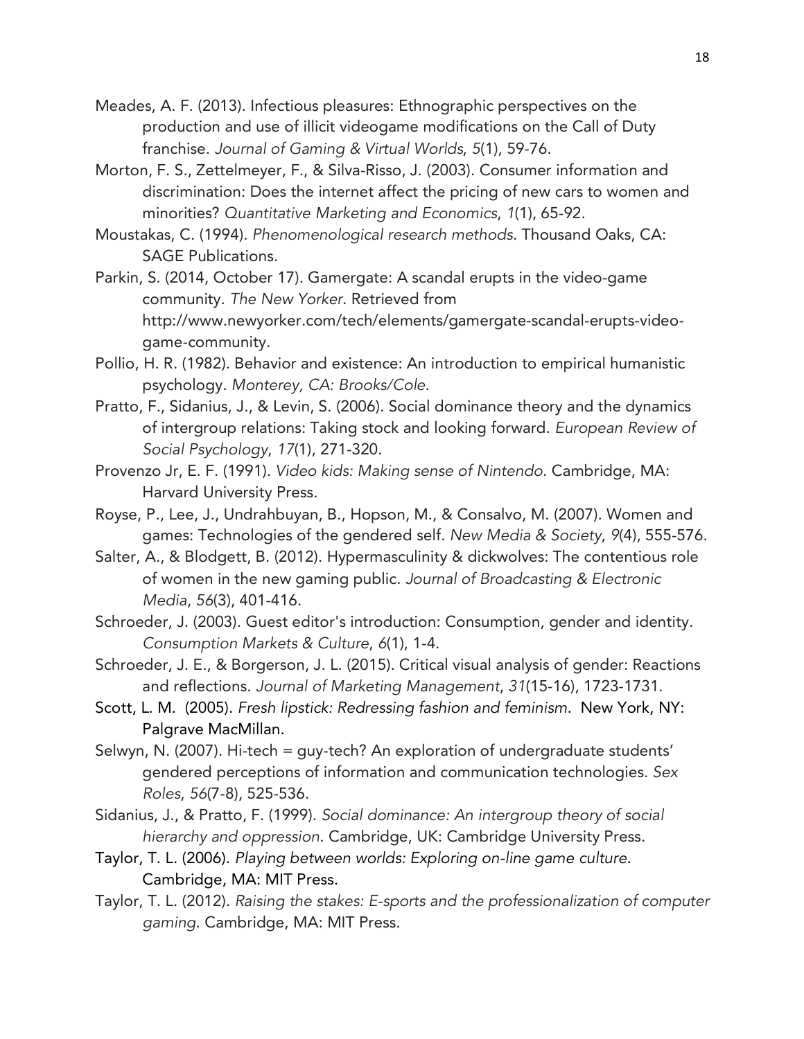Meades, A. F. (2013). Infectious pleasures: Ethnographic perspectives on the production and use of illicit videogame modifications on the Call of Duty franchise. *Journal of Gaming & Virtual Worlds*, *5*(1), 59-76.

Morton, F. S., Zettelmeyer, F., & Silva-Risso, J. (2003). Consumer information and discrimination: Does the internet affect the pricing of new cars to women and minorities? *Quantitative Marketing and Economics*, *1*(1), 65-92.

Moustakas, C. (1994). *Phenomenological research methods*. Thousand Oaks, CA: SAGE Publications.

Parkin, S. (2014, October 17). Gamergate: A scandal erupts in the video-game community. *The New Yorker*. Retrieved from http://www.newyorker.com/tech/elements/gamergate-scandal-erupts-video-game-community.

Pollio, H. R. (1982). Behavior and existence: An introduction to empirical humanistic psychology. *Monterey, CA: Brooks/Cole*.

Pratto, F., Sidanius, J., & Levin, S. (2006). Social dominance theory and the dynamics of intergroup relations: Taking stock and looking forward. *European Review of Social Psychology*, *17*(1), 271-320.

Provenzo Jr, E. F. (1991). *Video kids: Making sense of Nintendo*. Cambridge, MA: Harvard University Press.

Royse, P., Lee, J., Undrahbuyan, B., Hopson, M., & Consalvo, M. (2007). Women and games: Technologies of the gendered self. *New Media & Society*, *9*(4), 555-576.

Salter, A., & Blodgett, B. (2012). Hypermasculinity & dickwolves: The contentious role of women in the new gaming public. *Journal of Broadcasting & Electronic Media*, *56*(3), 401-416.

Schroeder, J. (2003). Guest editor's introduction: Consumption, gender and identity. *Consumption Markets & Culture*, *6*(1), 1-4.

Schroeder, J. E., & Borgerson, J. L. (2015). Critical visual analysis of gender: Reactions and reflections. *Journal of Marketing Management*, *31*(15-16), 1723-1731.

Scott, L. M. (2005). *Fresh lipstick: Redressing fashion and feminism*. New York, NY: Palgrave MacMillan.

Selwyn, N. (2007). Hi-tech = guy-tech? An exploration of undergraduate students' gendered perceptions of information and communication technologies. *Sex Roles*, *56*(7-8), 525-536.

Sidanius, J., & Pratto, F. (1999). *Social dominance: An intergroup theory of social hierarchy and oppression*. Cambridge, UK: Cambridge University Press.

Taylor, T. L. (2006). *Playing between worlds: Exploring on-line game culture*. Cambridge, MA: MIT Press.

Taylor, T. L. (2012). *Raising the stakes: E-sports and the professionalization of computer gaming*. Cambridge, MA: MIT Press.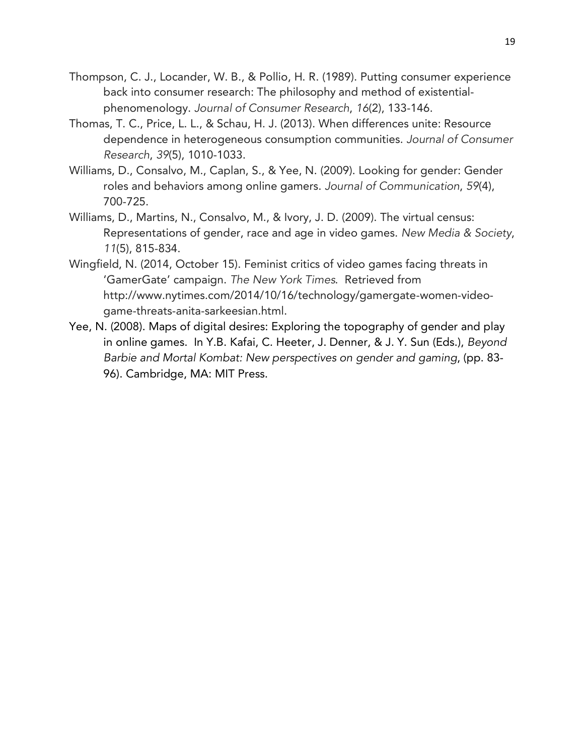Thompson, C. J., Locander, W. B., & Pollio, H. R. (1989). Putting consumer experience back into consumer research: The philosophy and method of existential-phenomenology. *Journal of Consumer Research*, *16*(2), 133-146.

Thomas, T. C., Price, L. L., & Schau, H. J. (2013). When differences unite: Resource dependence in heterogeneous consumption communities. *Journal of Consumer Research*, *39*(5), 1010-1033.

Williams, D., Consalvo, M., Caplan, S., & Yee, N. (2009). Looking for gender: Gender roles and behaviors among online gamers. *Journal of Communication*, *59*(4), 700-725.

Williams, D., Martins, N., Consalvo, M., & Ivory, J. D. (2009). The virtual census: Representations of gender, race and age in video games. *New Media & Society*, *11*(5), 815-834.

Wingfield, N. (2014, October 15). Feminist critics of video games facing threats in 'GamerGate' campaign. *The New York Times*. Retrieved from http://www.nytimes.com/2014/10/16/technology/gamergate-women-video-game-threats-anita-sarkeesian.html.

Yee, N. (2008). Maps of digital desires: Exploring the topography of gender and play in online games. In Y.B. Kafai, C. Heeter, J. Denner, & J. Y. Sun (Eds.), *Beyond Barbie and Mortal Kombat: New perspectives on gender and gaming*, (pp. 83-96). Cambridge, MA: MIT Press.